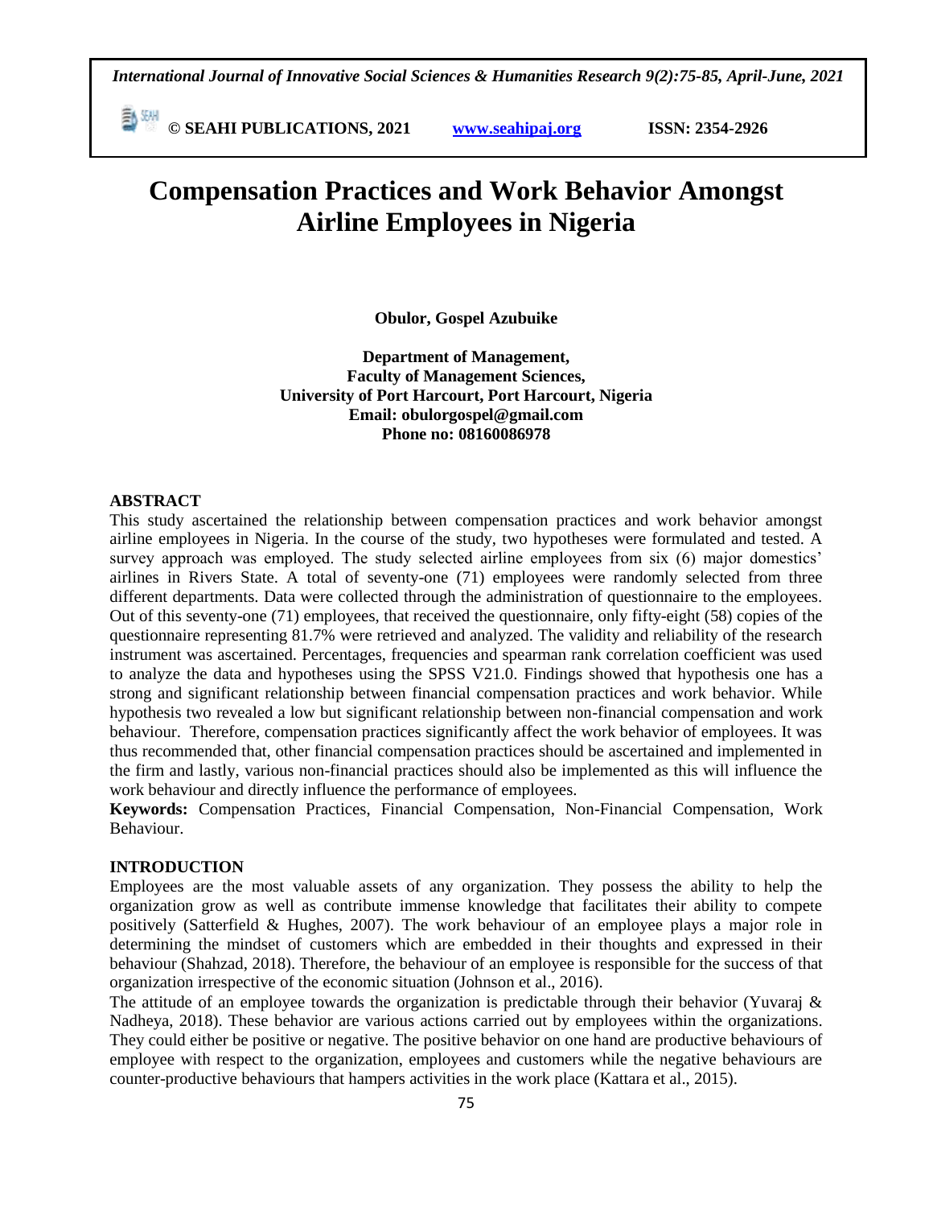# Compensation Practices and Work Behavior Amongst Airline Employees in Nigeria

**Obulor, Gospel Azubuike**

**Department of Management,**
**Faculty of Management Sciences,**
**University of Port Harcourt, Port Harcourt, Nigeria**
**Email: obulorgospel@gmail.com**
**Phone no: 08160086978**

## ABSTRACT

This study ascertained the relationship between compensation practices and work behavior amongst airline employees in Nigeria. In the course of the study, two hypotheses were formulated and tested. A survey approach was employed. The study selected airline employees from six (6) major domestics' airlines in Rivers State. A total of seventy-one (71) employees were randomly selected from three different departments. Data were collected through the administration of questionnaire to the employees. Out of this seventy-one (71) employees, that received the questionnaire, only fifty-eight (58) copies of the questionnaire representing 81.7% were retrieved and analyzed. The validity and reliability of the research instrument was ascertained. Percentages, frequencies and spearman rank correlation coefficient was used to analyze the data and hypotheses using the SPSS V21.0. Findings showed that hypothesis one has a strong and significant relationship between financial compensation practices and work behavior. While hypothesis two revealed a low but significant relationship between non-financial compensation and work behaviour. Therefore, compensation practices significantly affect the work behavior of employees. It was thus recommended that, other financial compensation practices should be ascertained and implemented in the firm and lastly, various non-financial practices should also be implemented as this will influence the work behaviour and directly influence the performance of employees.

**Keywords:** Compensation Practices, Financial Compensation, Non-Financial Compensation, Work Behaviour.

## INTRODUCTION

Employees are the most valuable assets of any organization. They possess the ability to help the organization grow as well as contribute immense knowledge that facilitates their ability to compete positively (Satterfield & Hughes, 2007). The work behaviour of an employee plays a major role in determining the mindset of customers which are embedded in their thoughts and expressed in their behaviour (Shahzad, 2018). Therefore, the behaviour of an employee is responsible for the success of that organization irrespective of the economic situation (Johnson et al., 2016).

The attitude of an employee towards the organization is predictable through their behavior (Yuvaraj & Nadheya, 2018). These behavior are various actions carried out by employees within the organizations. They could either be positive or negative. The positive behavior on one hand are productive behaviours of employee with respect to the organization, employees and customers while the negative behaviours are counter-productive behaviours that hampers activities in the work place (Kattara et al., 2015).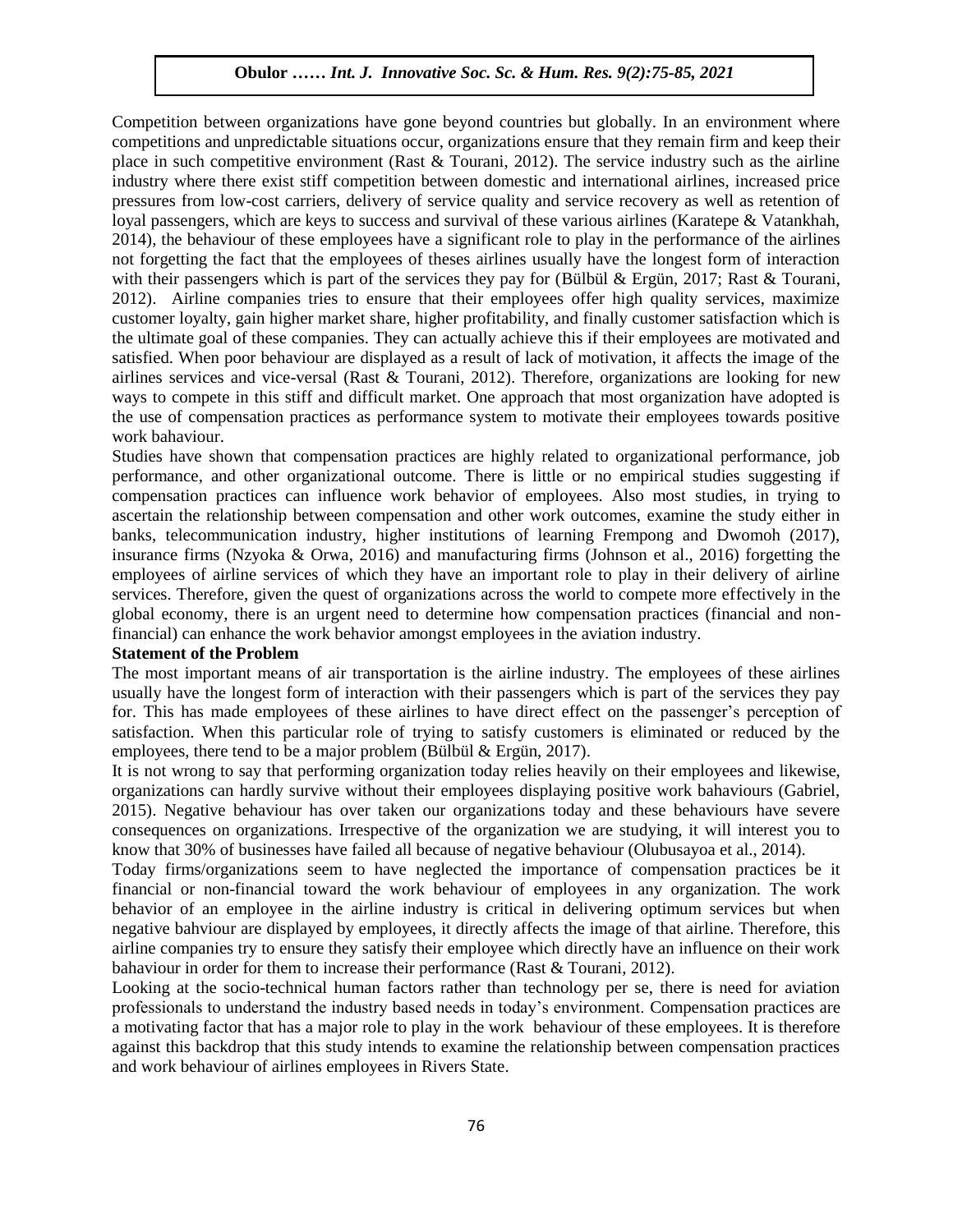Competition between organizations have gone beyond countries but globally. In an environment where competitions and unpredictable situations occur, organizations ensure that they remain firm and keep their place in such competitive environment (Rast & Tourani, 2012). The service industry such as the airline industry where there exist stiff competition between domestic and international airlines, increased price pressures from low-cost carriers, delivery of service quality and service recovery as well as retention of loyal passengers, which are keys to success and survival of these various airlines (Karatepe & Vatankhah, 2014), the behaviour of these employees have a significant role to play in the performance of the airlines not forgetting the fact that the employees of theses airlines usually have the longest form of interaction with their passengers which is part of the services they pay for (Bülbül & Ergün, 2017; Rast & Tourani, 2012). Airline companies tries to ensure that their employees offer high quality services, maximize customer loyalty, gain higher market share, higher profitability, and finally customer satisfaction which is the ultimate goal of these companies. They can actually achieve this if their employees are motivated and satisfied. When poor behaviour are displayed as a result of lack of motivation, it affects the image of the airlines services and vice-versal (Rast & Tourani, 2012). Therefore, organizations are looking for new ways to compete in this stiff and difficult market. One approach that most organization have adopted is the use of compensation practices as performance system to motivate their employees towards positive work bahaviour.

Studies have shown that compensation practices are highly related to organizational performance, job performance, and other organizational outcome. There is little or no empirical studies suggesting if compensation practices can influence work behavior of employees. Also most studies, in trying to ascertain the relationship between compensation and other work outcomes, examine the study either in banks, telecommunication industry, higher institutions of learning Frempong and Dwomoh (2017), insurance firms (Nzyoka & Orwa, 2016) and manufacturing firms (Johnson et al., 2016) forgetting the employees of airline services of which they have an important role to play in their delivery of airline services. Therefore, given the quest of organizations across the world to compete more effectively in the global economy, there is an urgent need to determine how compensation practices (financial and non-financial) can enhance the work behavior amongst employees in the aviation industry.

**Statement of the Problem**

The most important means of air transportation is the airline industry. The employees of these airlines usually have the longest form of interaction with their passengers which is part of the services they pay for. This has made employees of these airlines to have direct effect on the passenger's perception of satisfaction. When this particular role of trying to satisfy customers is eliminated or reduced by the employees, there tend to be a major problem (Bülbül & Ergün, 2017).

It is not wrong to say that performing organization today relies heavily on their employees and likewise, organizations can hardly survive without their employees displaying positive work bahaviours (Gabriel, 2015). Negative behaviour has over taken our organizations today and these behaviours have severe consequences on organizations. Irrespective of the organization we are studying, it will interest you to know that 30% of businesses have failed all because of negative behaviour (Olubusayoa et al., 2014).

Today firms/organizations seem to have neglected the importance of compensation practices be it financial or non-financial toward the work behaviour of employees in any organization. The work behavior of an employee in the airline industry is critical in delivering optimum services but when negative bahviour are displayed by employees, it directly affects the image of that airline. Therefore, this airline companies try to ensure they satisfy their employee which directly have an influence on their work bahaviour in order for them to increase their performance (Rast & Tourani, 2012).

Looking at the socio-technical human factors rather than technology per se, there is need for aviation professionals to understand the industry based needs in today's environment. Compensation practices are a motivating factor that has a major role to play in the work behaviour of these employees. It is therefore against this backdrop that this study intends to examine the relationship between compensation practices and work behaviour of airlines employees in Rivers State.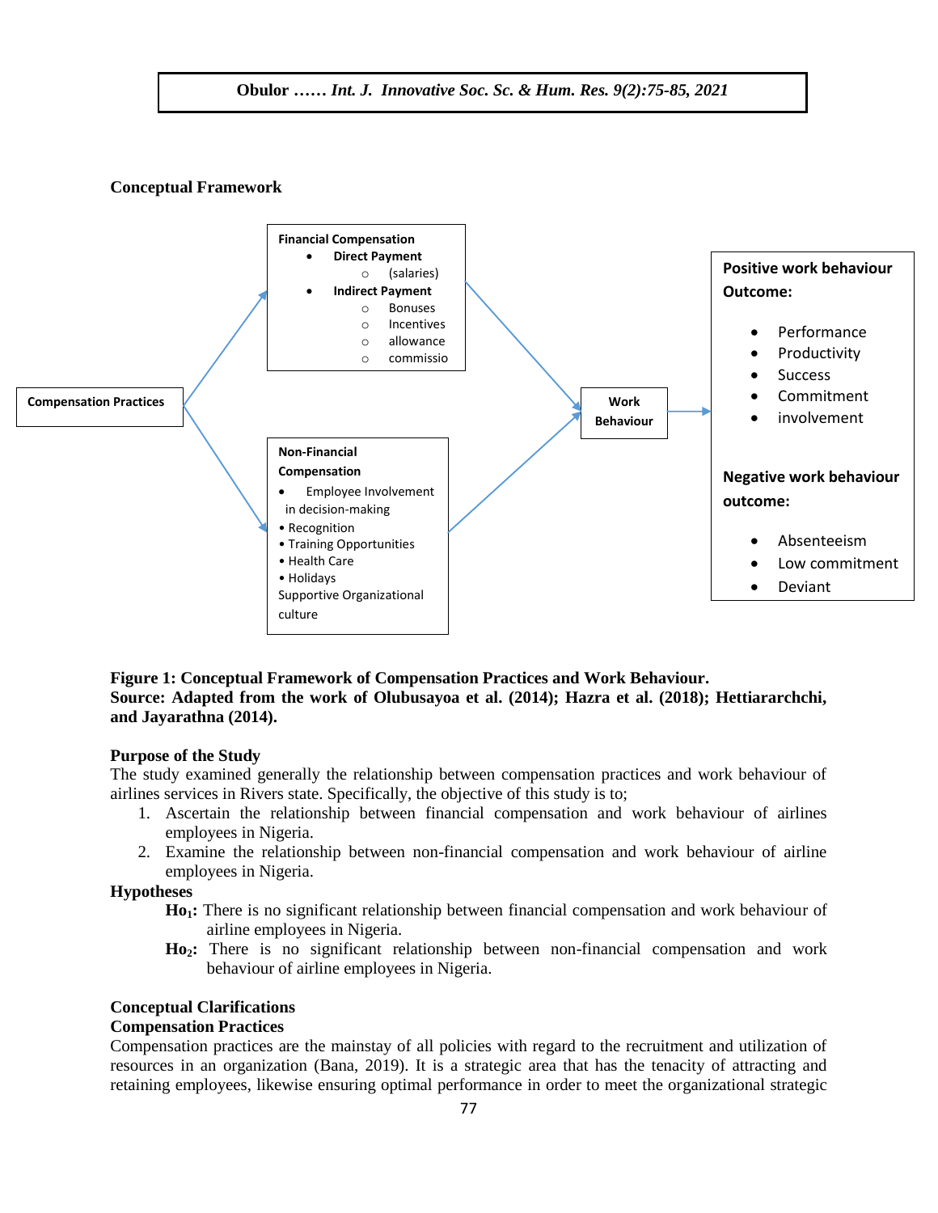## Conceptual Framework

**Compensation Practices**

**Financial Compensation**
- **Direct Payment**
  - (salaries)
- **Indirect Payment**
  - Bonuses
  - Incentives
  - allowance
  - commissio

**Non-Financial Compensation**
- Employee Involvement in decision-making
- Recognition
- Training Opportunities
- Health Care
- Holidays

Supportive Organizational culture

**Work Behaviour**

**Positive work behaviour Outcome:**
- Performance
- Productivity
- Success
- Commitment
- involvement

**Negative work behaviour outcome:**
- Absenteeism
- Low commitment
- Deviant

**Figure 1: Conceptual Framework of Compensation Practices and Work Behaviour.**
**Source: Adapted from the work of Olubusayoa et al. (2014); Hazra et al. (2018); Hettiararchchi, and Jayarathna (2014).**

### Purpose of the Study

The study examined generally the relationship between compensation practices and work behaviour of airlines services in Rivers state. Specifically, the objective of this study is to;

1. Ascertain the relationship between financial compensation and work behaviour of airlines employees in Nigeria.
2. Examine the relationship between non-financial compensation and work behaviour of airline employees in Nigeria.

### Hypotheses

**$Ho_1$:** There is no significant relationship between financial compensation and work behaviour of airline employees in Nigeria.

**$Ho_2$:** There is no significant relationship between non-financial compensation and work behaviour of airline employees in Nigeria.

### Conceptual Clarifications

#### Compensation Practices

Compensation practices are the mainstay of all policies with regard to the recruitment and utilization of resources in an organization (Bana, 2019). It is a strategic area that has the tenacity of attracting and retaining employees, likewise ensuring optimal performance in order to meet the organizational strategic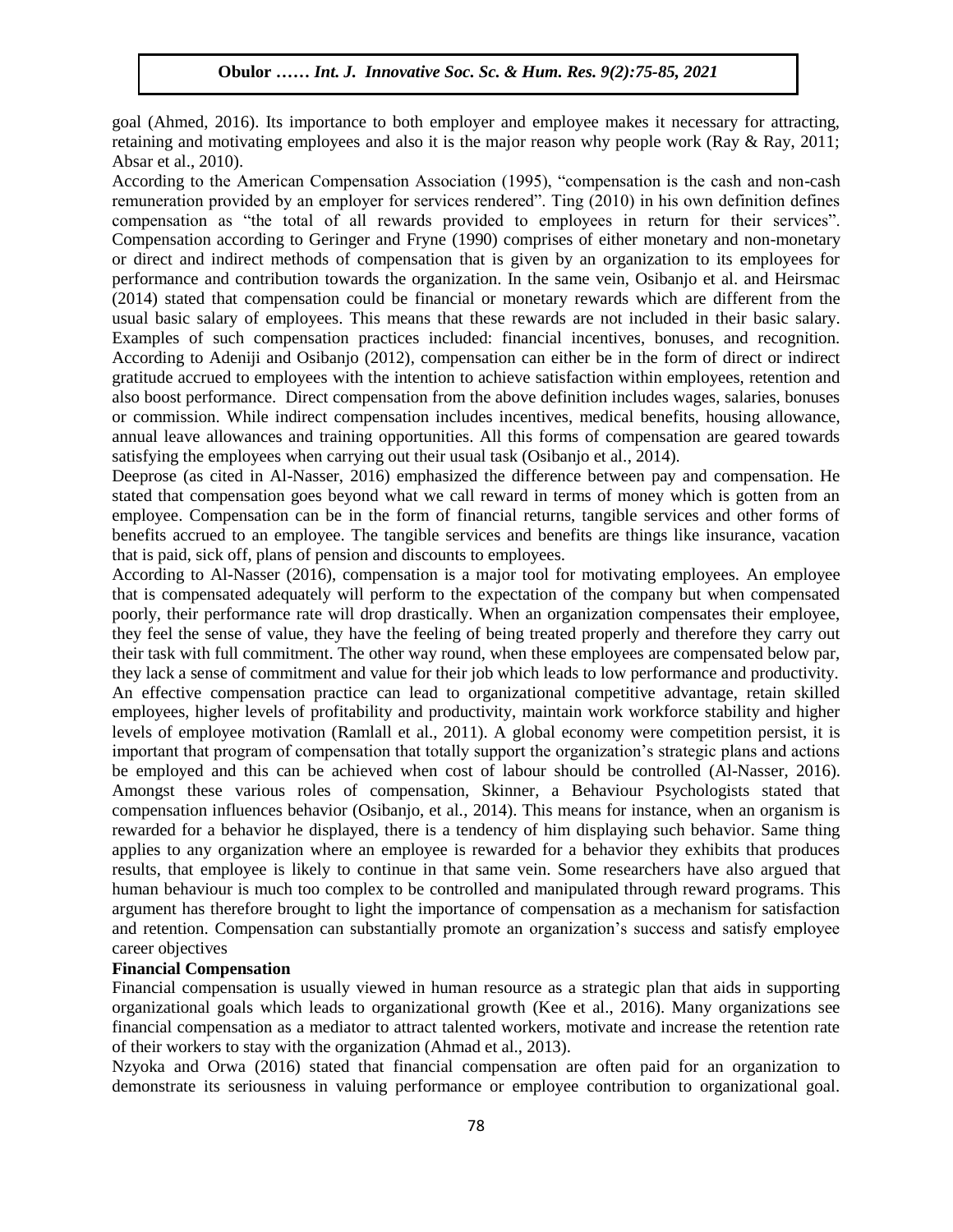goal (Ahmed, 2016). Its importance to both employer and employee makes it necessary for attracting, retaining and motivating employees and also it is the major reason why people work (Ray & Ray, 2011; Absar et al., 2010).

According to the American Compensation Association (1995), "compensation is the cash and non-cash remuneration provided by an employer for services rendered". Ting (2010) in his own definition defines compensation as "the total of all rewards provided to employees in return for their services". Compensation according to Geringer and Fryne (1990) comprises of either monetary and non-monetary or direct and indirect methods of compensation that is given by an organization to its employees for performance and contribution towards the organization. In the same vein, Osibanjo et al. and Heirsmac (2014) stated that compensation could be financial or monetary rewards which are different from the usual basic salary of employees. This means that these rewards are not included in their basic salary. Examples of such compensation practices included: financial incentives, bonuses, and recognition. According to Adeniji and Osibanjo (2012), compensation can either be in the form of direct or indirect gratitude accrued to employees with the intention to achieve satisfaction within employees, retention and also boost performance. Direct compensation from the above definition includes wages, salaries, bonuses or commission. While indirect compensation includes incentives, medical benefits, housing allowance, annual leave allowances and training opportunities. All this forms of compensation are geared towards satisfying the employees when carrying out their usual task (Osibanjo et al., 2014).

Deeprose (as cited in Al-Nasser, 2016) emphasized the difference between pay and compensation. He stated that compensation goes beyond what we call reward in terms of money which is gotten from an employee. Compensation can be in the form of financial returns, tangible services and other forms of benefits accrued to an employee. The tangible services and benefits are things like insurance, vacation that is paid, sick off, plans of pension and discounts to employees.

According to Al-Nasser (2016), compensation is a major tool for motivating employees. An employee that is compensated adequately will perform to the expectation of the company but when compensated poorly, their performance rate will drop drastically. When an organization compensates their employee, they feel the sense of value, they have the feeling of being treated properly and therefore they carry out their task with full commitment. The other way round, when these employees are compensated below par, they lack a sense of commitment and value for their job which leads to low performance and productivity. An effective compensation practice can lead to organizational competitive advantage, retain skilled employees, higher levels of profitability and productivity, maintain work workforce stability and higher levels of employee motivation (Ramlall et al., 2011). A global economy were competition persist, it is important that program of compensation that totally support the organization's strategic plans and actions be employed and this can be achieved when cost of labour should be controlled (Al-Nasser, 2016). Amongst these various roles of compensation, Skinner, a Behaviour Psychologists stated that compensation influences behavior (Osibanjo, et al., 2014). This means for instance, when an organism is rewarded for a behavior he displayed, there is a tendency of him displaying such behavior. Same thing applies to any organization where an employee is rewarded for a behavior they exhibits that produces results, that employee is likely to continue in that same vein. Some researchers have also argued that human behaviour is much too complex to be controlled and manipulated through reward programs. This argument has therefore brought to light the importance of compensation as a mechanism for satisfaction and retention. Compensation can substantially promote an organization's success and satisfy employee career objectives

**Financial Compensation**

Financial compensation is usually viewed in human resource as a strategic plan that aids in supporting organizational goals which leads to organizational growth (Kee et al., 2016). Many organizations see financial compensation as a mediator to attract talented workers, motivate and increase the retention rate of their workers to stay with the organization (Ahmad et al., 2013).

Nzyoka and Orwa (2016) stated that financial compensation are often paid for an organization to demonstrate its seriousness in valuing performance or employee contribution to organizational goal.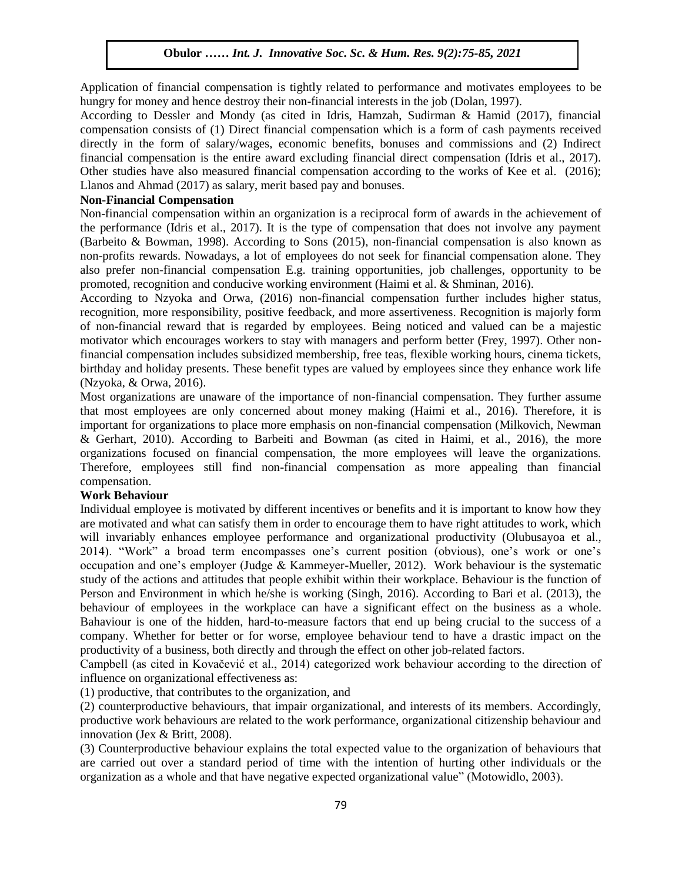Application of financial compensation is tightly related to performance and motivates employees to be hungry for money and hence destroy their non-financial interests in the job (Dolan, 1997).

According to Dessler and Mondy (as cited in Idris, Hamzah, Sudirman & Hamid (2017), financial compensation consists of (1) Direct financial compensation which is a form of cash payments received directly in the form of salary/wages, economic benefits, bonuses and commissions and (2) Indirect financial compensation is the entire award excluding financial direct compensation (Idris et al., 2017). Other studies have also measured financial compensation according to the works of Kee et al. (2016); Llanos and Ahmad (2017) as salary, merit based pay and bonuses.

**Non-Financial Compensation**

Non-financial compensation within an organization is a reciprocal form of awards in the achievement of the performance (Idris et al., 2017). It is the type of compensation that does not involve any payment (Barbeito & Bowman, 1998). According to Sons (2015), non-financial compensation is also known as non-profits rewards. Nowadays, a lot of employees do not seek for financial compensation alone. They also prefer non-financial compensation E.g. training opportunities, job challenges, opportunity to be promoted, recognition and conducive working environment (Haimi et al. & Shminan, 2016).

According to Nzyoka and Orwa, (2016) non-financial compensation further includes higher status, recognition, more responsibility, positive feedback, and more assertiveness. Recognition is majorly form of non-financial reward that is regarded by employees. Being noticed and valued can be a majestic motivator which encourages workers to stay with managers and perform better (Frey, 1997). Other non-financial compensation includes subsidized membership, free teas, flexible working hours, cinema tickets, birthday and holiday presents. These benefit types are valued by employees since they enhance work life (Nzyoka, & Orwa, 2016).

Most organizations are unaware of the importance of non-financial compensation. They further assume that most employees are only concerned about money making (Haimi et al., 2016). Therefore, it is important for organizations to place more emphasis on non-financial compensation (Milkovich, Newman & Gerhart, 2010). According to Barbeiti and Bowman (as cited in Haimi, et al., 2016), the more organizations focused on financial compensation, the more employees will leave the organizations. Therefore, employees still find non-financial compensation as more appealing than financial compensation.

**Work Behaviour**

Individual employee is motivated by different incentives or benefits and it is important to know how they are motivated and what can satisfy them in order to encourage them to have right attitudes to work, which will invariably enhances employee performance and organizational productivity (Olubusayoa et al., 2014). "Work" a broad term encompasses one's current position (obvious), one's work or one's occupation and one's employer (Judge & Kammeyer-Mueller, 2012). Work behaviour is the systematic study of the actions and attitudes that people exhibit within their workplace. Behaviour is the function of Person and Environment in which he/she is working (Singh, 2016). According to Bari et al. (2013), the behaviour of employees in the workplace can have a significant effect on the business as a whole. Bahaviour is one of the hidden, hard-to-measure factors that end up being crucial to the success of a company. Whether for better or for worse, employee behaviour tend to have a drastic impact on the productivity of a business, both directly and through the effect on other job-related factors.

Campbell (as cited in Kovačević et al., 2014) categorized work behaviour according to the direction of influence on organizational effectiveness as:

(1) productive, that contributes to the organization, and

(2) counterproductive behaviours, that impair organizational, and interests of its members. Accordingly, productive work behaviours are related to the work performance, organizational citizenship behaviour and innovation (Jex & Britt, 2008).

(3) Counterproductive behaviour explains the total expected value to the organization of behaviours that are carried out over a standard period of time with the intention of hurting other individuals or the organization as a whole and that have negative expected organizational value" (Motowidlo, 2003).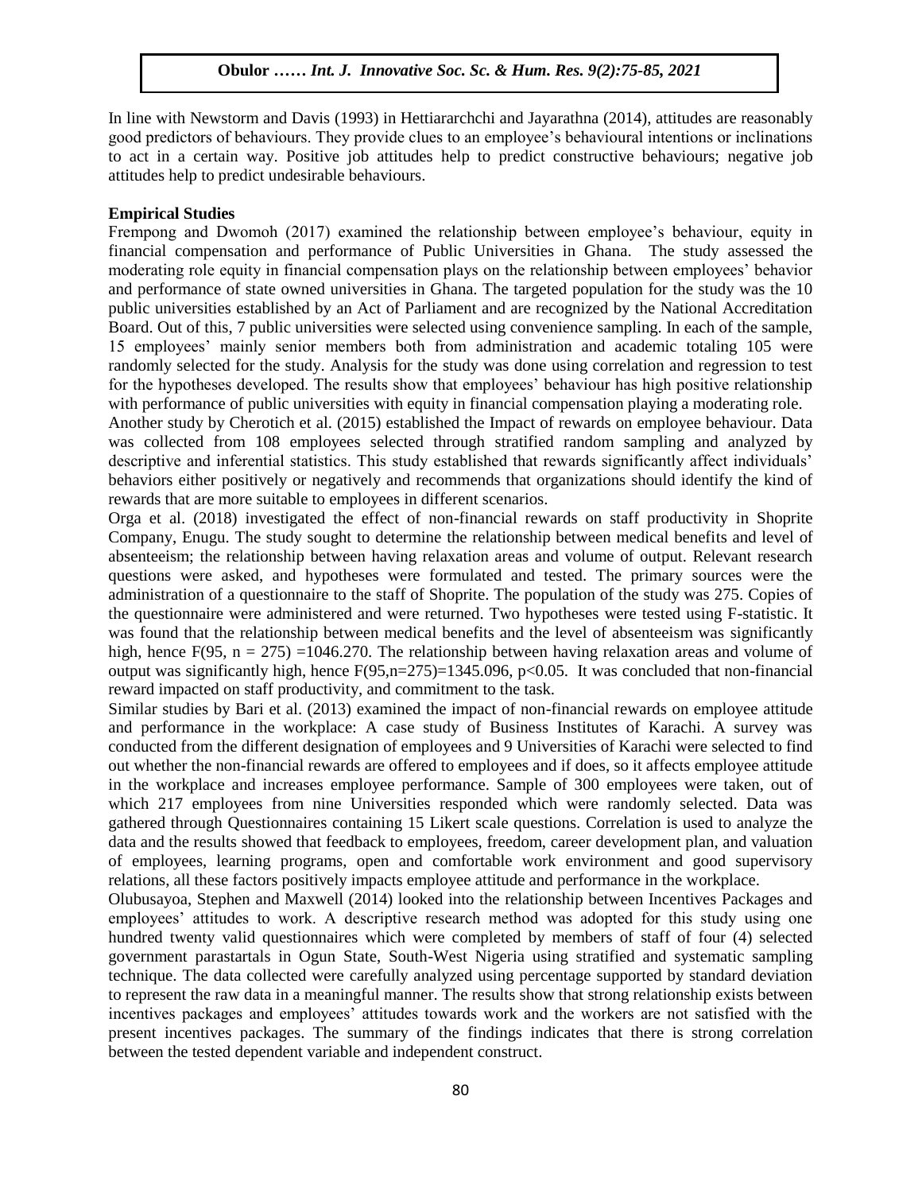In line with Newstorm and Davis (1993) in Hettiararchchi and Jayarathna (2014), attitudes are reasonably good predictors of behaviours. They provide clues to an employee's behavioural intentions or inclinations to act in a certain way. Positive job attitudes help to predict constructive behaviours; negative job attitudes help to predict undesirable behaviours.

**Empirical Studies**

Frempong and Dwomoh (2017) examined the relationship between employee's behaviour, equity in financial compensation and performance of Public Universities in Ghana. The study assessed the moderating role equity in financial compensation plays on the relationship between employees' behavior and performance of state owned universities in Ghana. The targeted population for the study was the 10 public universities established by an Act of Parliament and are recognized by the National Accreditation Board. Out of this, 7 public universities were selected using convenience sampling. In each of the sample, 15 employees' mainly senior members both from administration and academic totaling 105 were randomly selected for the study. Analysis for the study was done using correlation and regression to test for the hypotheses developed. The results show that employees' behaviour has high positive relationship with performance of public universities with equity in financial compensation playing a moderating role.

Another study by Cherotich et al. (2015) established the Impact of rewards on employee behaviour. Data was collected from 108 employees selected through stratified random sampling and analyzed by descriptive and inferential statistics. This study established that rewards significantly affect individuals' behaviors either positively or negatively and recommends that organizations should identify the kind of rewards that are more suitable to employees in different scenarios.

Orga et al. (2018) investigated the effect of non-financial rewards on staff productivity in Shoprite Company, Enugu. The study sought to determine the relationship between medical benefits and level of absenteeism; the relationship between having relaxation areas and volume of output. Relevant research questions were asked, and hypotheses were formulated and tested. The primary sources were the administration of a questionnaire to the staff of Shoprite. The population of the study was 275. Copies of the questionnaire were administered and were returned. Two hypotheses were tested using F-statistic. It was found that the relationship between medical benefits and the level of absenteeism was significantly high, hence $F(95, n = 275) = 1046.270$. The relationship between having relaxation areas and volume of output was significantly high, hence $F(95, n=275)=1345.096$, $p<0.05$. It was concluded that non-financial reward impacted on staff productivity, and commitment to the task.

Similar studies by Bari et al. (2013) examined the impact of non-financial rewards on employee attitude and performance in the workplace: A case study of Business Institutes of Karachi. A survey was conducted from the different designation of employees and 9 Universities of Karachi were selected to find out whether the non-financial rewards are offered to employees and if does, so it affects employee attitude in the workplace and increases employee performance. Sample of 300 employees were taken, out of which 217 employees from nine Universities responded which were randomly selected. Data was gathered through Questionnaires containing 15 Likert scale questions. Correlation is used to analyze the data and the results showed that feedback to employees, freedom, career development plan, and valuation of employees, learning programs, open and comfortable work environment and good supervisory relations, all these factors positively impacts employee attitude and performance in the workplace.

Olubusayoa, Stephen and Maxwell (2014) looked into the relationship between Incentives Packages and employees' attitudes to work. A descriptive research method was adopted for this study using one hundred twenty valid questionnaires which were completed by members of staff of four (4) selected government parastartals in Ogun State, South-West Nigeria using stratified and systematic sampling technique. The data collected were carefully analyzed using percentage supported by standard deviation to represent the raw data in a meaningful manner. The results show that strong relationship exists between incentives packages and employees' attitudes towards work and the workers are not satisfied with the present incentives packages. The summary of the findings indicates that there is strong correlation between the tested dependent variable and independent construct.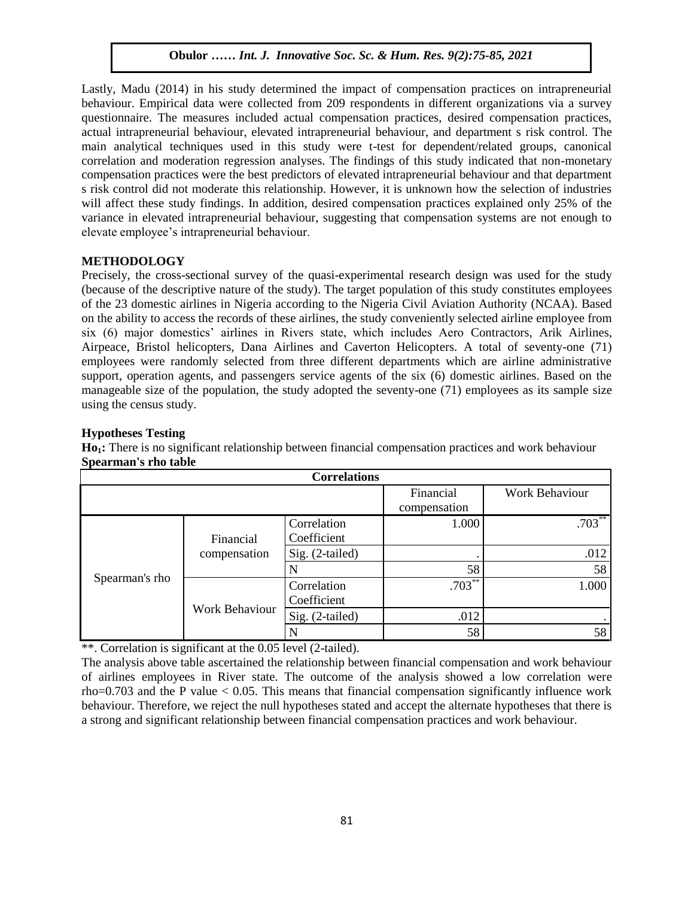Lastly, Madu (2014) in his study determined the impact of compensation practices on intrapreneurial behaviour. Empirical data were collected from 209 respondents in different organizations via a survey questionnaire. The measures included actual compensation practices, desired compensation practices, actual intrapreneurial behaviour, elevated intrapreneurial behaviour, and department s risk control. The main analytical techniques used in this study were t-test for dependent/related groups, canonical correlation and moderation regression analyses. The findings of this study indicated that non-monetary compensation practices were the best predictors of elevated intrapreneurial behaviour and that department s risk control did not moderate this relationship. However, it is unknown how the selection of industries will affect these study findings. In addition, desired compensation practices explained only 25% of the variance in elevated intrapreneurial behaviour, suggesting that compensation systems are not enough to elevate employee's intrapreneurial behaviour.

## METHODOLOGY

Precisely, the cross-sectional survey of the quasi-experimental research design was used for the study (because of the descriptive nature of the study). The target population of this study constitutes employees of the 23 domestic airlines in Nigeria according to the Nigeria Civil Aviation Authority (NCAA). Based on the ability to access the records of these airlines, the study conveniently selected airline employee from six (6) major domestics' airlines in Rivers state, which includes Aero Contractors, Arik Airlines, Airpeace, Bristol helicopters, Dana Airlines and Caverton Helicopters. A total of seventy-one (71) employees were randomly selected from three different departments which are airline administrative support, operation agents, and passengers service agents of the six (6) domestic airlines. Based on the manageable size of the population, the study adopted the seventy-one (71) employees as its sample size using the census study.

### Hypotheses Testing

**Ho$_1$:** There is no significant relationship between financial compensation practices and work behaviour

**Spearman's rho table**

| Correlations | | | | |
|---|---|---|---|---|
| | | | Financial compensation | Work Behaviour |
| Spearman's rho | Financial compensation | Correlation Coefficient | 1.000 | .703** |
| | | Sig. (2-tailed) | . | .012 |
| | | N | 58 | 58 |
| | Work Behaviour | Correlation Coefficient | .703** | 1.000 |
| | | Sig. (2-tailed) | .012 | . |
| | | N | 58 | 58 |

**. Correlation is significant at the 0.05 level (2-tailed).

The analysis above table ascertained the relationship between financial compensation and work behaviour of airlines employees in River state. The outcome of the analysis showed a low correlation were rho=0.703 and the P value $< 0.05$. This means that financial compensation significantly influence work behaviour. Therefore, we reject the null hypotheses stated and accept the alternate hypotheses that there is a strong and significant relationship between financial compensation practices and work behaviour.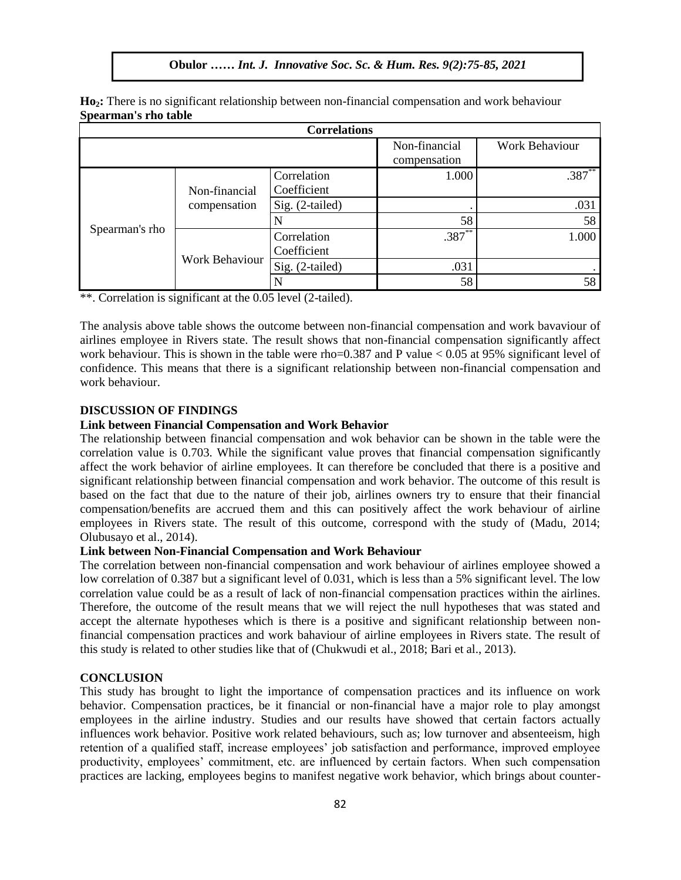**$Ho_2$:** There is no significant relationship between non-financial compensation and work behaviour

**Spearman's rho table**

| Correlations | | | | |
|---|---|---|---|---|
| | | | Non-financial compensation | Work Behaviour |
| Spearman's rho | Non-financial compensation | Correlation Coefficient | 1.000 | .387** |
| | | Sig. (2-tailed) | . | .031 |
| | | N | 58 | 58 |
| | Work Behaviour | Correlation Coefficient | .387** | 1.000 |
| | | Sig. (2-tailed) | .031 | . |
| | | N | 58 | 58 |

**. Correlation is significant at the 0.05 level (2-tailed).

The analysis above table shows the outcome between non-financial compensation and work bavaviour of airlines employee in Rivers state. The result shows that non-financial compensation significantly affect work behaviour. This is shown in the table were rho=0.387 and P value $< 0.05$ at 95% significant level of confidence. This means that there is a significant relationship between non-financial compensation and work behaviour.

## DISCUSSION OF FINDINGS

### Link between Financial Compensation and Work Behavior

The relationship between financial compensation and wok behavior can be shown in the table were the correlation value is 0.703. While the significant value proves that financial compensation significantly affect the work behavior of airline employees. It can therefore be concluded that there is a positive and significant relationship between financial compensation and work behavior. The outcome of this result is based on the fact that due to the nature of their job, airlines owners try to ensure that their financial compensation/benefits are accrued them and this can positively affect the work behaviour of airline employees in Rivers state. The result of this outcome, correspond with the study of (Madu, 2014; Olubusayo et al., 2014).

### Link between Non-Financial Compensation and Work Behaviour

The correlation between non-financial compensation and work behaviour of airlines employee showed a low correlation of 0.387 but a significant level of 0.031, which is less than a 5% significant level. The low correlation value could be as a result of lack of non-financial compensation practices within the airlines. Therefore, the outcome of the result means that we will reject the null hypotheses that was stated and accept the alternate hypotheses which is there is a positive and significant relationship between non-financial compensation practices and work bahaviour of airline employees in Rivers state. The result of this study is related to other studies like that of (Chukwudi et al., 2018; Bari et al., 2013).

## CONCLUSION

This study has brought to light the importance of compensation practices and its influence on work behavior. Compensation practices, be it financial or non-financial have a major role to play amongst employees in the airline industry. Studies and our results have showed that certain factors actually influences work behavior. Positive work related behaviours, such as; low turnover and absenteeism, high retention of a qualified staff, increase employees' job satisfaction and performance, improved employee productivity, employees' commitment, etc. are influenced by certain factors. When such compensation practices are lacking, employees begins to manifest negative work behavior, which brings about counter-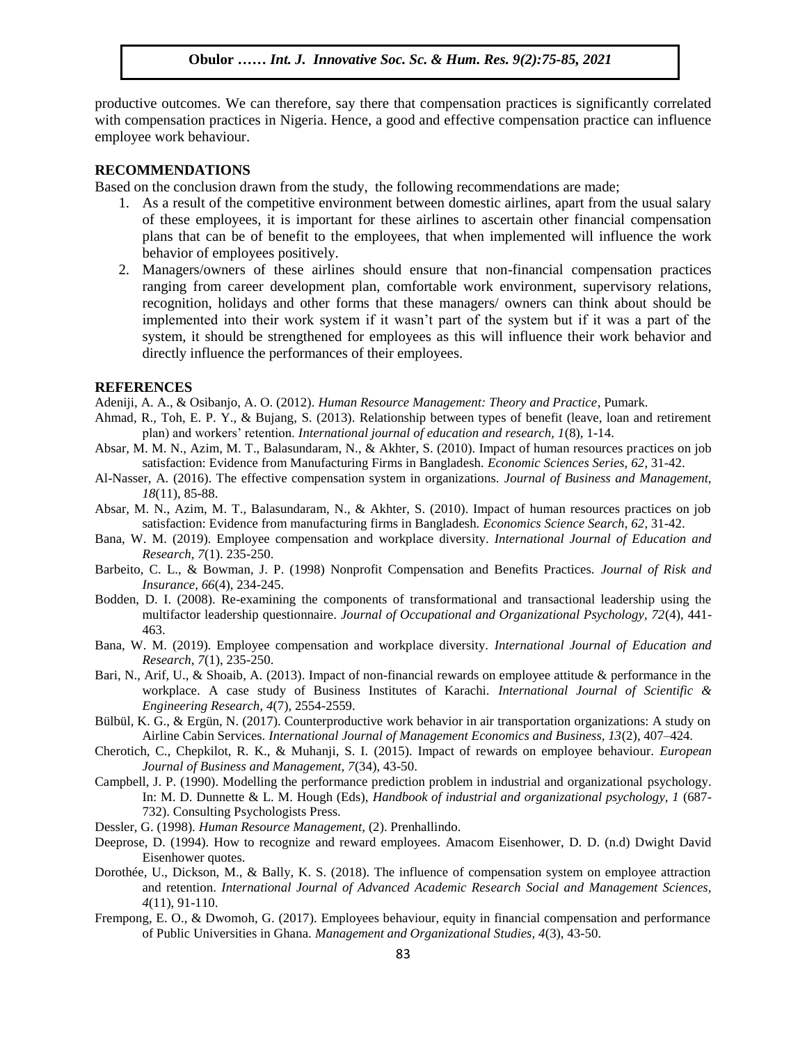productive outcomes. We can therefore, say there that compensation practices is significantly correlated with compensation practices in Nigeria. Hence, a good and effective compensation practice can influence employee work behaviour.

## RECOMMENDATIONS

Based on the conclusion drawn from the study, the following recommendations are made;

1. As a result of the competitive environment between domestic airlines, apart from the usual salary of these employees, it is important for these airlines to ascertain other financial compensation plans that can be of benefit to the employees, that when implemented will influence the work behavior of employees positively.
2. Managers/owners of these airlines should ensure that non-financial compensation practices ranging from career development plan, comfortable work environment, supervisory relations, recognition, holidays and other forms that these managers/ owners can think about should be implemented into their work system if it wasn't part of the system but if it was a part of the system, it should be strengthened for employees as this will influence their work behavior and directly influence the performances of their employees.

## REFERENCES

Adeniji, A. A., & Osibanjo, A. O. (2012). *Human Resource Management: Theory and Practice*, Pumark.

Ahmad, R., Toh, E. P. Y., & Bujang, S. (2013). Relationship between types of benefit (leave, loan and retirement plan) and workers' retention. *International journal of education and research, 1*(8), 1-14.

Absar, M. M. N., Azim, M. T., Balasundaram, N., & Akhter, S. (2010). Impact of human resources practices on job satisfaction: Evidence from Manufacturing Firms in Bangladesh. *Economic Sciences Series, 62,* 31-42.

Al-Nasser, A. (2016). The effective compensation system in organizations. *Journal of Business and Management, 18*(11), 85-88.

Absar, M. N., Azim, M. T., Balasundaram, N., & Akhter, S. (2010). Impact of human resources practices on job satisfaction: Evidence from manufacturing firms in Bangladesh. *Economics Science Search, 62,* 31-42.

Bana, W. M. (2019). Employee compensation and workplace diversity. *International Journal of Education and Research, 7*(1). 235-250.

Barbeito, C. L., & Bowman, J. P. (1998) Nonprofit Compensation and Benefits Practices. *Journal of Risk and Insurance, 66*(4), 234-245.

Bodden, D. I. (2008). Re-examining the components of transformational and transactional leadership using the multifactor leadership questionnaire. *Journal of Occupational and Organizational Psychology, 72*(4), 441-463.

Bana, W. M. (2019). Employee compensation and workplace diversity. *International Journal of Education and Research, 7*(1), 235-250.

Bari, N., Arif, U., & Shoaib, A. (2013). Impact of non-financial rewards on employee attitude & performance in the workplace. A case study of Business Institutes of Karachi. *International Journal of Scientific & Engineering Research, 4*(7), 2554-2559.

Bülbül, K. G., & Ergün, N. (2017). Counterproductive work behavior in air transportation organizations: A study on Airline Cabin Services. *International Journal of Management Economics and Business, 13*(2), 407–424.

Cherotich, C., Chepkilot, R. K., & Muhanji, S. I. (2015). Impact of rewards on employee behaviour. *European Journal of Business and Management, 7*(34), 43-50.

Campbell, J. P. (1990). Modelling the performance prediction problem in industrial and organizational psychology. In: M. D. Dunnette & L. M. Hough (Eds), *Handbook of industrial and organizational psychology, 1* (687-732). Consulting Psychologists Press.

Dessler, G. (1998). *Human Resource Management,* (2). Prenhallindo.

Deeprose, D. (1994). How to recognize and reward employees. Amacom Eisenhower, D. D. (n.d) Dwight David Eisenhower quotes.

Dorothée, U., Dickson, M., & Bally, K. S. (2018). The influence of compensation system on employee attraction and retention. *International Journal of Advanced Academic Research Social and Management Sciences, 4*(11), 91-110.

Frempong, E. O., & Dwomoh, G. (2017). Employees behaviour, equity in financial compensation and performance of Public Universities in Ghana. *Management and Organizational Studies, 4*(3), 43-50.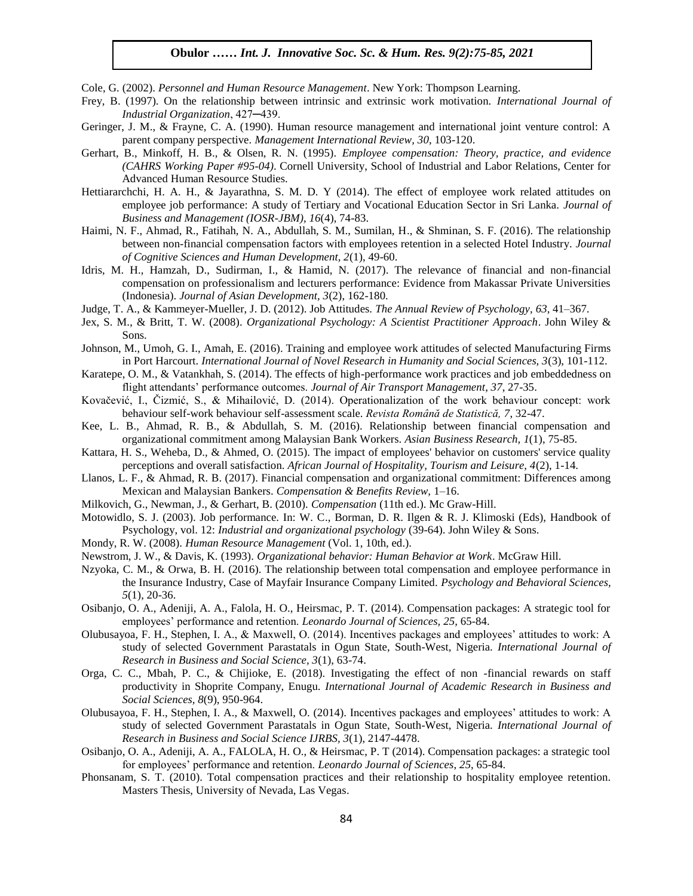Cole, G. (2002). *Personnel and Human Resource Management*. New York: Thompson Learning.

Frey, B. (1997). On the relationship between intrinsic and extrinsic work motivation. *International Journal of Industrial Organization*, 427–439.

Geringer, J. M., & Frayne, C. A. (1990). Human resource management and international joint venture control: A parent company perspective. *Management International Review, 30*, 103-120.

Gerhart, B., Minkoff, H. B., & Olsen, R. N. (1995). *Employee compensation: Theory, practice, and evidence (CAHRS Working Paper #95-04)*. Cornell University, School of Industrial and Labor Relations, Center for Advanced Human Resource Studies.

Hettiararchchi, H. A. H., & Jayarathna, S. M. D. Y (2014). The effect of employee work related attitudes on employee job performance: A study of Tertiary and Vocational Education Sector in Sri Lanka. *Journal of Business and Management (IOSR-JBM), 16*(4), 74-83.

Haimi, N. F., Ahmad, R., Fatihah, N. A., Abdullah, S. M., Sumilan, H., & Shminan, S. F. (2016). The relationship between non-financial compensation factors with employees retention in a selected Hotel Industry. *Journal of Cognitive Sciences and Human Development, 2*(1), 49-60.

Idris, M. H., Hamzah, D., Sudirman, I., & Hamid, N. (2017). The relevance of financial and non-financial compensation on professionalism and lecturers performance: Evidence from Makassar Private Universities (Indonesia). *Journal of Asian Development, 3*(2), 162-180.

Judge, T. A., & Kammeyer-Mueller, J. D. (2012). Job Attitudes. *The Annual Review of Psychology, 63,* 41–367.

Jex, S. M., & Britt, T. W. (2008). *Organizational Psychology: A Scientist Practitioner Approach*. John Wiley & Sons.

Johnson, M., Umoh, G. I., Amah, E. (2016). Training and employee work attitudes of selected Manufacturing Firms in Port Harcourt. *International Journal of Novel Research in Humanity and Social Sciences, 3*(3), 101-112.

Karatepe, O. M., & Vatankhah, S. (2014). The effects of high-performance work practices and job embeddedness on flight attendants' performance outcomes. *Journal of Air Transport Management, 37*, 27-35.

Kovačević, I., Čizmić, S., & Mihailović, D. (2014). Operationalization of the work behaviour concept: work behaviour self-work behaviour self-assessment scale. *Revista Română de Statistică, 7*, 32-47.

Kee, L. B., Ahmad, R. B., & Abdullah, S. M. (2016). Relationship between financial compensation and organizational commitment among Malaysian Bank Workers. *Asian Business Research, 1*(1), 75-85.

Kattara, H. S., Weheba, D., & Ahmed, O. (2015). The impact of employees' behavior on customers' service quality perceptions and overall satisfaction. *African Journal of Hospitality, Tourism and Leisure, 4*(2), 1-14.

Llanos, L. F., & Ahmad, R. B. (2017). Financial compensation and organizational commitment: Differences among Mexican and Malaysian Bankers. *Compensation & Benefits Review,* 1–16.

Milkovich, G., Newman, J., & Gerhart, B. (2010). *Compensation* (11th ed.). Mc Graw-Hill.

Motowidlo, S. J. (2003). Job performance. In: W. C., Borman, D. R. Ilgen & R. J. Klimoski (Eds), Handbook of Psychology, vol. 12: *Industrial and organizational psychology* (39-64). John Wiley & Sons.

Mondy, R. W. (2008). *Human Resource Management* (Vol. 1, 10th, ed.).

Newstrom, J. W., & Davis, K. (1993). *Organizational behavior: Human Behavior at Work*. McGraw Hill.

Nzyoka, C. M., & Orwa, B. H. (2016). The relationship between total compensation and employee performance in the Insurance Industry, Case of Mayfair Insurance Company Limited. *Psychology and Behavioral Sciences, 5*(1), 20-36.

Osibanjo, O. A., Adeniji, A. A., Falola, H. O., Heirsmac, P. T. (2014). Compensation packages: A strategic tool for employees' performance and retention. *Leonardo Journal of Sciences, 25,* 65-84.

Olubusayoa, F. H., Stephen, I. A., & Maxwell, O. (2014). Incentives packages and employees' attitudes to work: A study of selected Government Parastatals in Ogun State, South-West, Nigeria. *International Journal of Research in Business and Social Science, 3*(1), 63-74.

Orga, C. C., Mbah, P. C., & Chijioke, E. (2018). Investigating the effect of non -financial rewards on staff productivity in Shoprite Company, Enugu. *International Journal of Academic Research in Business and Social Sciences, 8*(9), 950-964.

Olubusayoa, F. H., Stephen, I. A., & Maxwell, O. (2014). Incentives packages and employees' attitudes to work: A study of selected Government Parastatals in Ogun State, South-West, Nigeria. *International Journal of Research in Business and Social Science IJRBS, 3*(1), 2147-4478.

Osibanjo, O. A., Adeniji, A. A., FALOLA, H. O., & Heirsmac, P. T (2014). Compensation packages: a strategic tool for employees' performance and retention. *Leonardo Journal of Sciences, 25*, 65-84.

Phonsanam, S. T. (2010). Total compensation practices and their relationship to hospitality employee retention. Masters Thesis, University of Nevada, Las Vegas.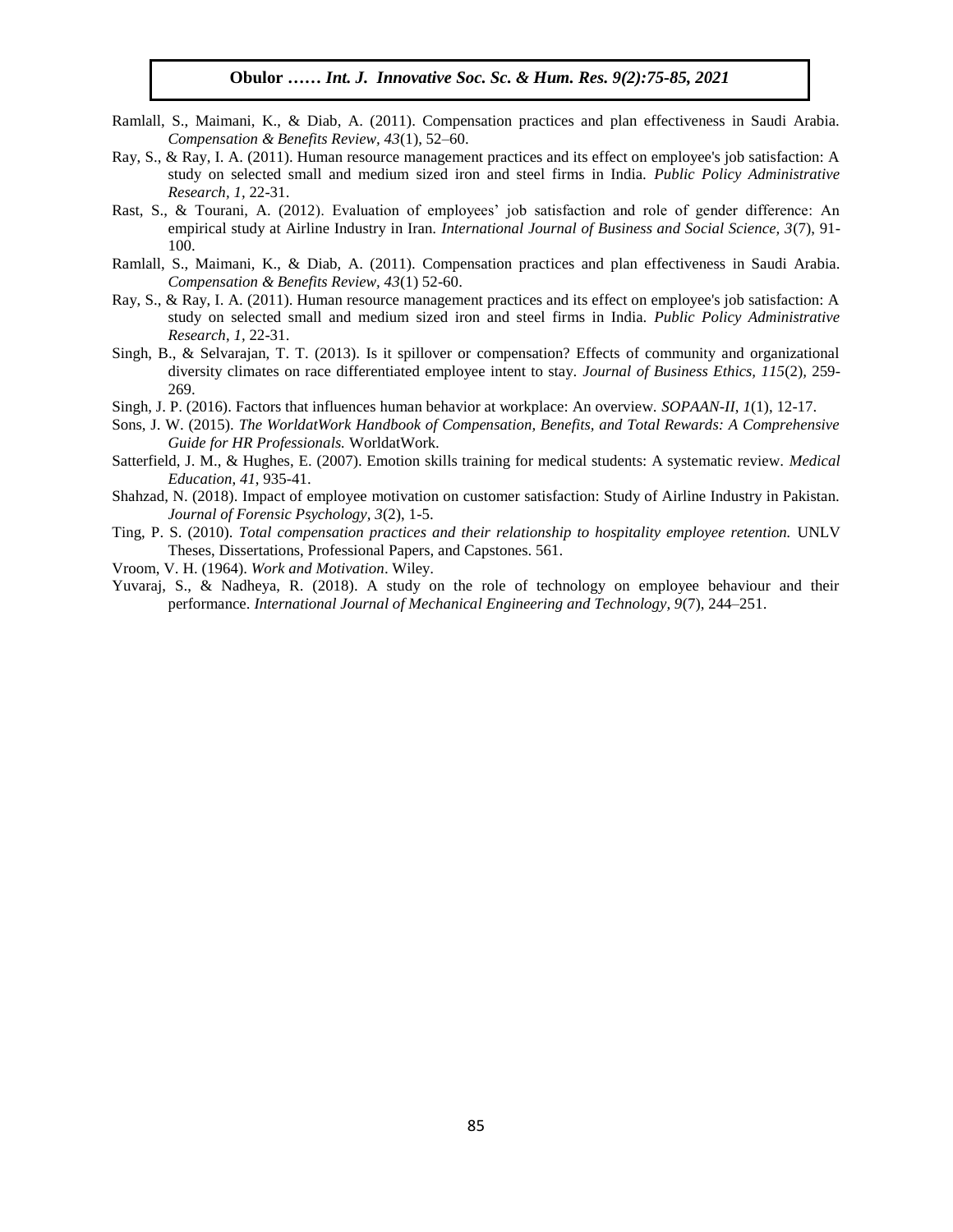Ramlall, S., Maimani, K., & Diab, A. (2011). Compensation practices and plan effectiveness in Saudi Arabia. *Compensation & Benefits Review, 43*(1), 52–60.

Ray, S., & Ray, I. A. (2011). Human resource management practices and its effect on employee's job satisfaction: A study on selected small and medium sized iron and steel firms in India. *Public Policy Administrative Research, 1*, 22-31.

Rast, S., & Tourani, A. (2012). Evaluation of employees' job satisfaction and role of gender difference: An empirical study at Airline Industry in Iran. *International Journal of Business and Social Science, 3*(7), 91-100.

Ramlall, S., Maimani, K., & Diab, A. (2011). Compensation practices and plan effectiveness in Saudi Arabia. *Compensation & Benefits Review*, *43*(1) 52-60.

Ray, S., & Ray, I. A. (2011). Human resource management practices and its effect on employee's job satisfaction: A study on selected small and medium sized iron and steel firms in India. *Public Policy Administrative Research*, *1*, 22-31.

Singh, B., & Selvarajan, T. T. (2013). Is it spillover or compensation? Effects of community and organizational diversity climates on race differentiated employee intent to stay. *Journal of Business Ethics, 115*(2), 259-269.

Singh, J. P. (2016). Factors that influences human behavior at workplace: An overview. *SOPAAN-II, 1*(1), 12-17.

Sons, J. W. (2015). *The WorldatWork Handbook of Compensation, Benefits, and Total Rewards: A Comprehensive Guide for HR Professionals.* WorldatWork.

Satterfield, J. M., & Hughes, E. (2007). Emotion skills training for medical students: A systematic review. *Medical Education*, *41*, 935-41.

Shahzad, N. (2018). Impact of employee motivation on customer satisfaction: Study of Airline Industry in Pakistan. *Journal of Forensic Psychology, 3*(2), 1-5.

Ting, P. S. (2010). *Total compensation practices and their relationship to hospitality employee retention.* UNLV Theses, Dissertations, Professional Papers, and Capstones. 561.

Vroom, V. H. (1964). *Work and Motivation*. Wiley.

Yuvaraj, S., & Nadheya, R. (2018). A study on the role of technology on employee behaviour and their performance. *International Journal of Mechanical Engineering and Technology, 9*(7), 244–251.